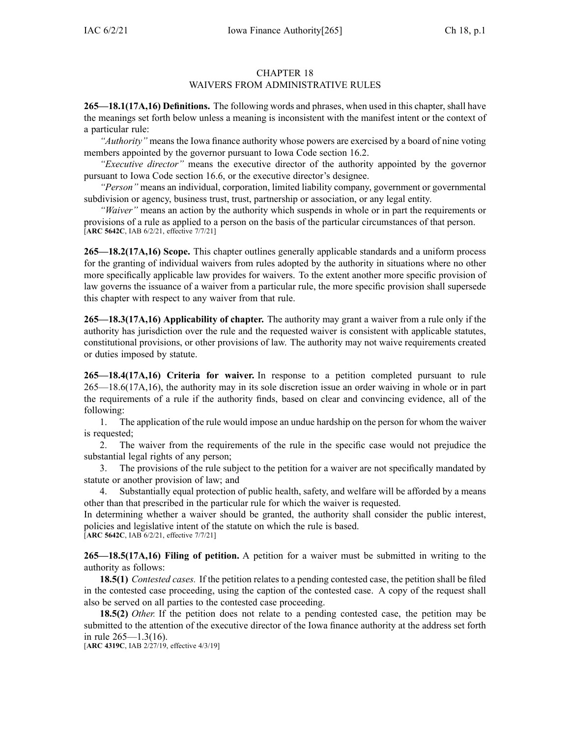# CHAPTER 18
## WAIVERS FROM ADMINISTRATIVE RULES

**265—18.1(17A,16) Definitions.** The following words and phrases, when used in this chapter, shall have the meanings set forth below unless a meaning is inconsistent with the manifest intent or the context of a particular rule:

*"Authority"* means the Iowa finance authority whose powers are exercised by a board of nine voting members appointed by the governor pursuant to Iowa Code section 16.2.

*"Executive director"* means the executive director of the authority appointed by the governor pursuant to Iowa Code section 16.6, or the executive director's designee.

*"Person"* means an individual, corporation, limited liability company, government or governmental subdivision or agency, business trust, trust, partnership or association, or any legal entity.

*"Waiver"* means an action by the authority which suspends in whole or in part the requirements or provisions of a rule as applied to a person on the basis of the particular circumstances of that person.
[**ARC 5642C**, IAB 6/2/21, effective 7/7/21]

**265—18.2(17A,16) Scope.** This chapter outlines generally applicable standards and a uniform process for the granting of individual waivers from rules adopted by the authority in situations where no other more specifically applicable law provides for waivers. To the extent another more specific provision of law governs the issuance of a waiver from a particular rule, the more specific provision shall supersede this chapter with respect to any waiver from that rule.

**265—18.3(17A,16) Applicability of chapter.** The authority may grant a waiver from a rule only if the authority has jurisdiction over the rule and the requested waiver is consistent with applicable statutes, constitutional provisions, or other provisions of law. The authority may not waive requirements created or duties imposed by statute.

**265—18.4(17A,16) Criteria for waiver.** In response to a petition completed pursuant to rule 265—18.6(17A,16), the authority may in its sole discretion issue an order waiving in whole or in part the requirements of a rule if the authority finds, based on clear and convincing evidence, all of the following:

1. The application of the rule would impose an undue hardship on the person for whom the waiver is requested;
2. The waiver from the requirements of the rule in the specific case would not prejudice the substantial legal rights of any person;
3. The provisions of the rule subject to the petition for a waiver are not specifically mandated by statute or another provision of law; and
4. Substantially equal protection of public health, safety, and welfare will be afforded by a means other than that prescribed in the particular rule for which the waiver is requested.

In determining whether a waiver should be granted, the authority shall consider the public interest, policies and legislative intent of the statute on which the rule is based.
[**ARC 5642C**, IAB 6/2/21, effective 7/7/21]

**265—18.5(17A,16) Filing of petition.** A petition for a waiver must be submitted in writing to the authority as follows:

**18.5(1)** *Contested cases.* If the petition relates to a pending contested case, the petition shall be filed in the contested case proceeding, using the caption of the contested case. A copy of the request shall also be served on all parties to the contested case proceeding.

**18.5(2)** *Other.* If the petition does not relate to a pending contested case, the petition may be submitted to the attention of the executive director of the Iowa finance authority at the address set forth in rule 265—1.3(16).
[**ARC 4319C**, IAB 2/27/19, effective 4/3/19]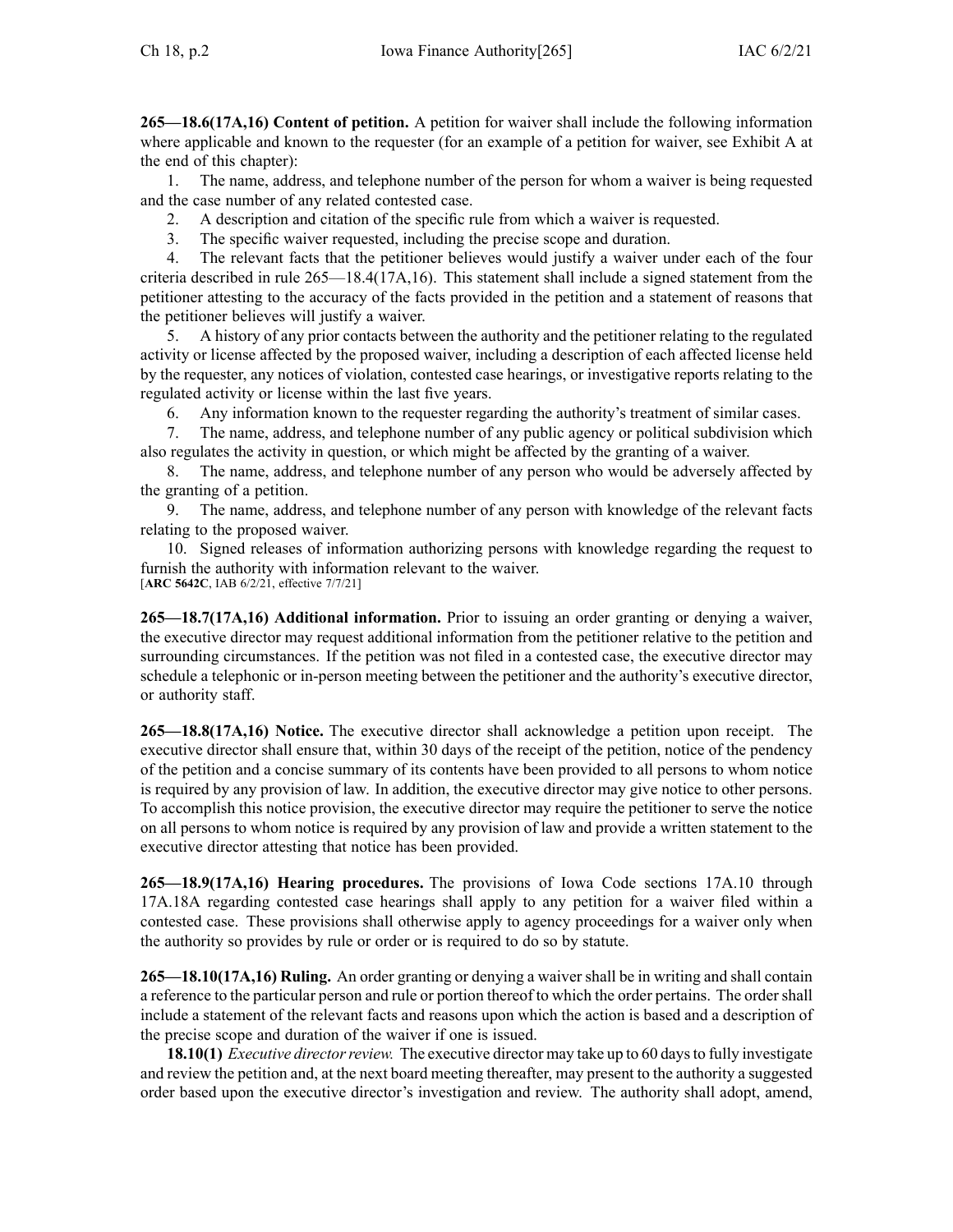**265—18.6(17A,16) Content of petition.** A petition for waiver shall include the following information where applicable and known to the requester (for an example of a petition for waiver, see Exhibit A at the end of this chapter):

1. The name, address, and telephone number of the person for whom a waiver is being requested and the case number of any related contested case.
2. A description and citation of the specific rule from which a waiver is requested.
3. The specific waiver requested, including the precise scope and duration.
4. The relevant facts that the petitioner believes would justify a waiver under each of the four criteria described in rule 265—18.4(17A,16). This statement shall include a signed statement from the petitioner attesting to the accuracy of the facts provided in the petition and a statement of reasons that the petitioner believes will justify a waiver.
5. A history of any prior contacts between the authority and the petitioner relating to the regulated activity or license affected by the proposed waiver, including a description of each affected license held by the requester, any notices of violation, contested case hearings, or investigative reports relating to the regulated activity or license within the last five years.
6. Any information known to the requester regarding the authority's treatment of similar cases.
7. The name, address, and telephone number of any public agency or political subdivision which also regulates the activity in question, or which might be affected by the granting of a waiver.
8. The name, address, and telephone number of any person who would be adversely affected by the granting of a petition.
9. The name, address, and telephone number of any person with knowledge of the relevant facts relating to the proposed waiver.
10. Signed releases of information authorizing persons with knowledge regarding the request to furnish the authority with information relevant to the waiver.

[**ARC 5642C**, IAB 6/2/21, effective 7/7/21]

**265—18.7(17A,16) Additional information.** Prior to issuing an order granting or denying a waiver, the executive director may request additional information from the petitioner relative to the petition and surrounding circumstances. If the petition was not filed in a contested case, the executive director may schedule a telephonic or in-person meeting between the petitioner and the authority's executive director, or authority staff.

**265—18.8(17A,16) Notice.** The executive director shall acknowledge a petition upon receipt. The executive director shall ensure that, within 30 days of the receipt of the petition, notice of the pendency of the petition and a concise summary of its contents have been provided to all persons to whom notice is required by any provision of law. In addition, the executive director may give notice to other persons. To accomplish this notice provision, the executive director may require the petitioner to serve the notice on all persons to whom notice is required by any provision of law and provide a written statement to the executive director attesting that notice has been provided.

**265—18.9(17A,16) Hearing procedures.** The provisions of Iowa Code sections 17A.10 through 17A.18A regarding contested case hearings shall apply to any petition for a waiver filed within a contested case. These provisions shall otherwise apply to agency proceedings for a waiver only when the authority so provides by rule or order or is required to do so by statute.

**265—18.10(17A,16) Ruling.** An order granting or denying a waiver shall be in writing and shall contain a reference to the particular person and rule or portion thereof to which the order pertains. The order shall include a statement of the relevant facts and reasons upon which the action is based and a description of the precise scope and duration of the waiver if one is issued.

**18.10(1)** *Executive director review.* The executive director may take up to 60 days to fully investigate and review the petition and, at the next board meeting thereafter, may present to the authority a suggested order based upon the executive director's investigation and review. The authority shall adopt, amend,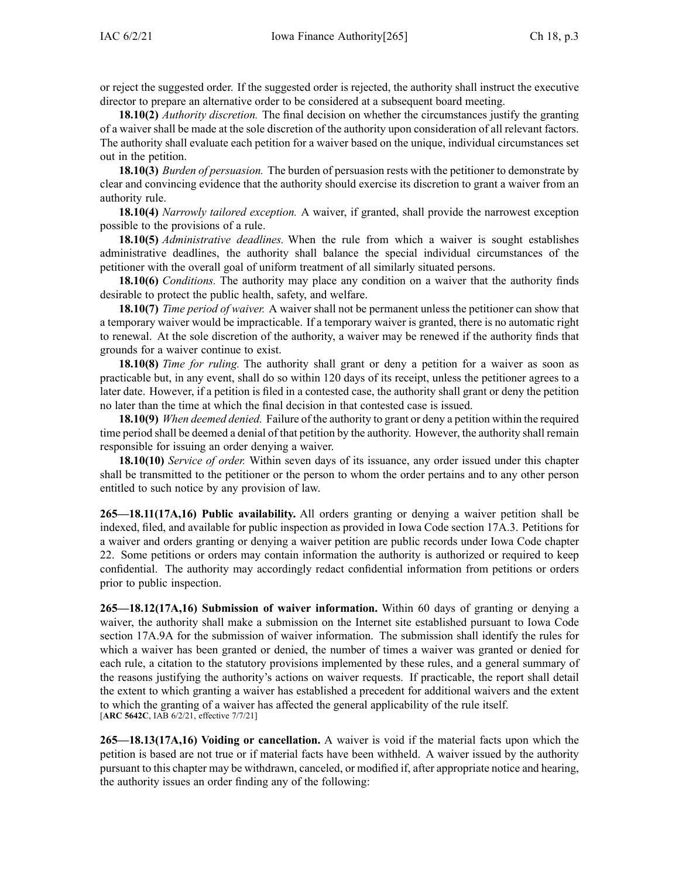or reject the suggested order. If the suggested order is rejected, the authority shall instruct the executive director to prepare an alternative order to be considered at a subsequent board meeting.

**18.10(2)** *Authority discretion.* The final decision on whether the circumstances justify the granting of a waiver shall be made at the sole discretion of the authority upon consideration of all relevant factors. The authority shall evaluate each petition for a waiver based on the unique, individual circumstances set out in the petition.

**18.10(3)** *Burden of persuasion.* The burden of persuasion rests with the petitioner to demonstrate by clear and convincing evidence that the authority should exercise its discretion to grant a waiver from an authority rule.

**18.10(4)** *Narrowly tailored exception.* A waiver, if granted, shall provide the narrowest exception possible to the provisions of a rule.

**18.10(5)** *Administrative deadlines.* When the rule from which a waiver is sought establishes administrative deadlines, the authority shall balance the special individual circumstances of the petitioner with the overall goal of uniform treatment of all similarly situated persons.

**18.10(6)** *Conditions.* The authority may place any condition on a waiver that the authority finds desirable to protect the public health, safety, and welfare.

**18.10(7)** *Time period of waiver.* A waiver shall not be permanent unless the petitioner can show that a temporary waiver would be impracticable. If a temporary waiver is granted, there is no automatic right to renewal. At the sole discretion of the authority, a waiver may be renewed if the authority finds that grounds for a waiver continue to exist.

**18.10(8)** *Time for ruling.* The authority shall grant or deny a petition for a waiver as soon as practicable but, in any event, shall do so within 120 days of its receipt, unless the petitioner agrees to a later date. However, if a petition is filed in a contested case, the authority shall grant or deny the petition no later than the time at which the final decision in that contested case is issued.

**18.10(9)** *When deemed denied.* Failure of the authority to grant or deny a petition within the required time period shall be deemed a denial of that petition by the authority. However, the authority shall remain responsible for issuing an order denying a waiver.

**18.10(10)** *Service of order.* Within seven days of its issuance, any order issued under this chapter shall be transmitted to the petitioner or the person to whom the order pertains and to any other person entitled to such notice by any provision of law.

**265—18.11(17A,16) Public availability.** All orders granting or denying a waiver petition shall be indexed, filed, and available for public inspection as provided in Iowa Code section 17A.3. Petitions for a waiver and orders granting or denying a waiver petition are public records under Iowa Code chapter 22. Some petitions or orders may contain information the authority is authorized or required to keep confidential. The authority may accordingly redact confidential information from petitions or orders prior to public inspection.

**265—18.12(17A,16) Submission of waiver information.** Within 60 days of granting or denying a waiver, the authority shall make a submission on the Internet site established pursuant to Iowa Code section 17A.9A for the submission of waiver information. The submission shall identify the rules for which a waiver has been granted or denied, the number of times a waiver was granted or denied for each rule, a citation to the statutory provisions implemented by these rules, and a general summary of the reasons justifying the authority's actions on waiver requests. If practicable, the report shall detail the extent to which granting a waiver has established a precedent for additional waivers and the extent to which the granting of a waiver has affected the general applicability of the rule itself.
[**ARC 5642C**, IAB 6/2/21, effective 7/7/21]

**265—18.13(17A,16) Voiding or cancellation.** A waiver is void if the material facts upon which the petition is based are not true or if material facts have been withheld. A waiver issued by the authority pursuant to this chapter may be withdrawn, canceled, or modified if, after appropriate notice and hearing, the authority issues an order finding any of the following: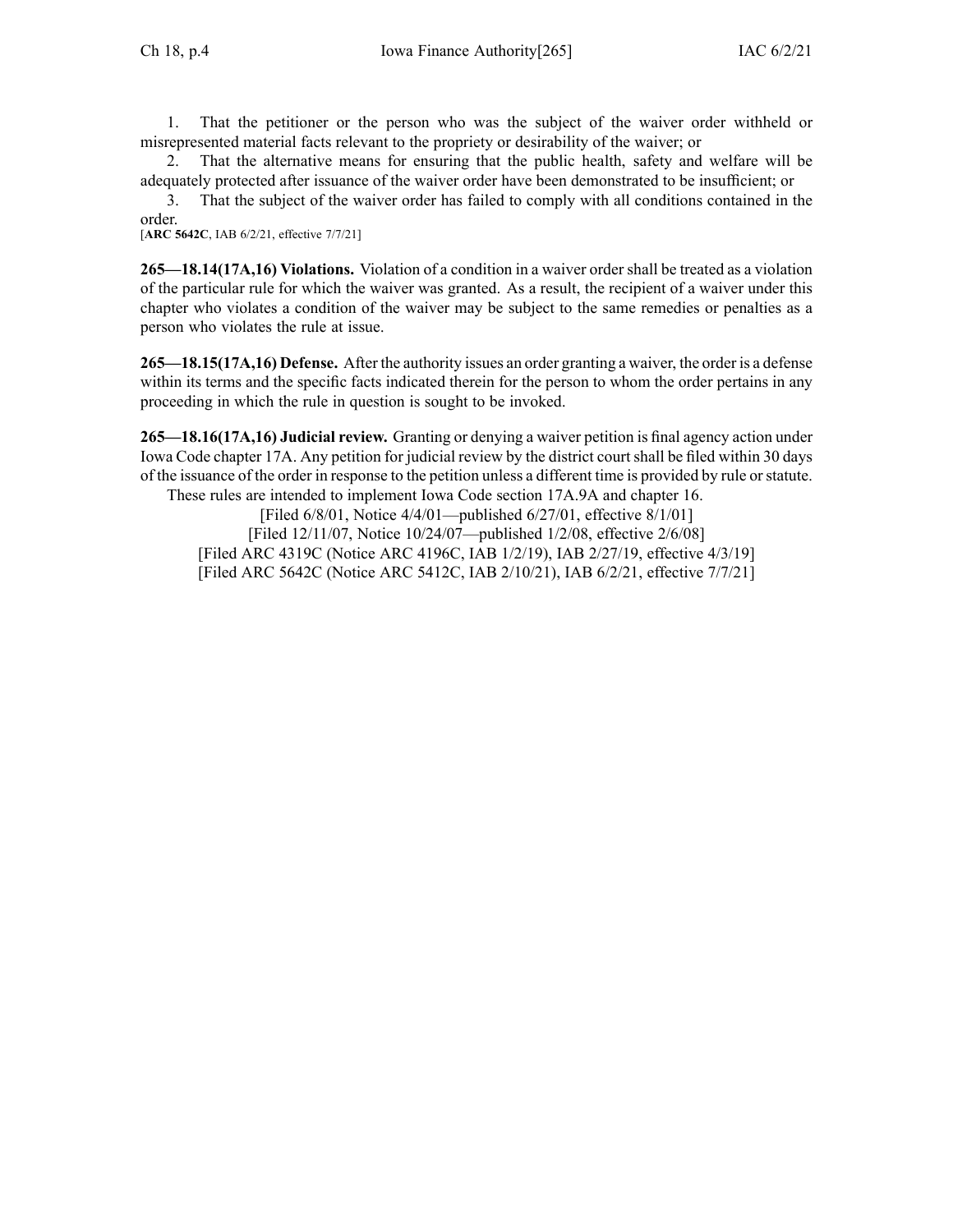1. That the petitioner or the person who was the subject of the waiver order withheld or misrepresented material facts relevant to the propriety or desirability of the waiver; or

2. That the alternative means for ensuring that the public health, safety and welfare will be adequately protected after issuance of the waiver order have been demonstrated to be insufficient; or

3. That the subject of the waiver order has failed to comply with all conditions contained in the order.

[**ARC 5642C**, IAB 6/2/21, effective 7/7/21]

**265—18.14(17A,16) Violations.** Violation of a condition in a waiver order shall be treated as a violation of the particular rule for which the waiver was granted. As a result, the recipient of a waiver under this chapter who violates a condition of the waiver may be subject to the same remedies or penalties as a person who violates the rule at issue.

**265—18.15(17A,16) Defense.** After the authority issues an order granting a waiver, the order is a defense within its terms and the specific facts indicated therein for the person to whom the order pertains in any proceeding in which the rule in question is sought to be invoked.

**265—18.16(17A,16) Judicial review.** Granting or denying a waiver petition is final agency action under Iowa Code chapter 17A. Any petition for judicial review by the district court shall be filed within 30 days of the issuance of the order in response to the petition unless a different time is provided by rule or statute.

These rules are intended to implement Iowa Code section 17A.9A and chapter 16.

[Filed 6/8/01, Notice 4/4/01—published 6/27/01, effective 8/1/01]
[Filed 12/11/07, Notice 10/24/07—published 1/2/08, effective 2/6/08]
[Filed ARC 4319C (Notice ARC 4196C, IAB 1/2/19), IAB 2/27/19, effective 4/3/19]
[Filed ARC 5642C (Notice ARC 5412C, IAB 2/10/21), IAB 6/2/21, effective 7/7/21]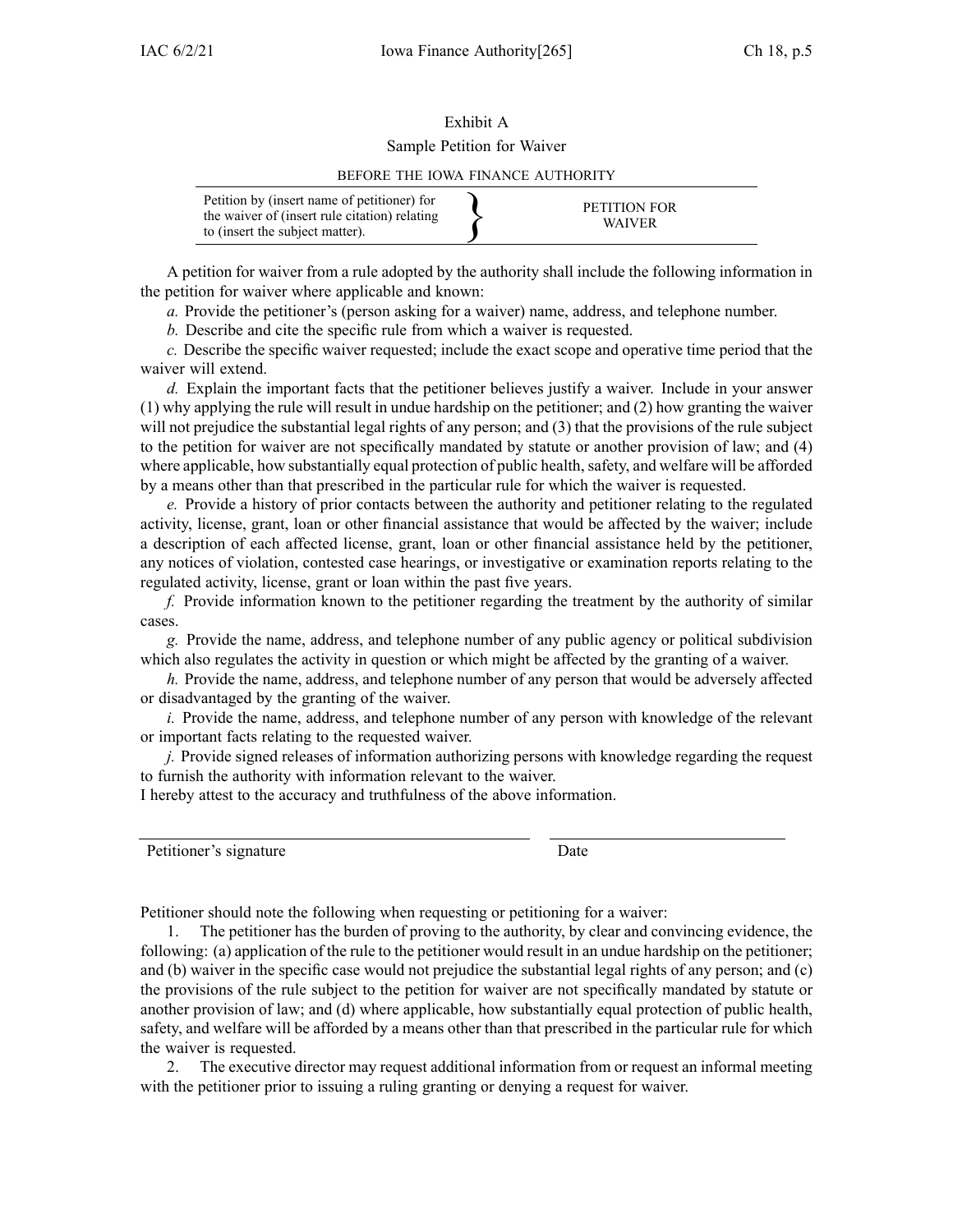Exhibit A

Sample Petition for Waiver

BEFORE THE IOWA FINANCE AUTHORITY

| Petition by (insert name of petitioner) for the waiver of (insert rule citation) relating to (insert the subject matter). | } | PETITION FOR WAIVER |
|---|---|---|

A petition for waiver from a rule adopted by the authority shall include the following information in the petition for waiver where applicable and known:

*a.* Provide the petitioner's (person asking for a waiver) name, address, and telephone number.

*b.* Describe and cite the specific rule from which a waiver is requested.

*c.* Describe the specific waiver requested; include the exact scope and operative time period that the waiver will extend.

*d.* Explain the important facts that the petitioner believes justify a waiver. Include in your answer (1) why applying the rule will result in undue hardship on the petitioner; and (2) how granting the waiver will not prejudice the substantial legal rights of any person; and (3) that the provisions of the rule subject to the petition for waiver are not specifically mandated by statute or another provision of law; and (4) where applicable, how substantially equal protection of public health, safety, and welfare will be afforded by a means other than that prescribed in the particular rule for which the waiver is requested.

*e.* Provide a history of prior contacts between the authority and petitioner relating to the regulated activity, license, grant, loan or other financial assistance that would be affected by the waiver; include a description of each affected license, grant, loan or other financial assistance held by the petitioner, any notices of violation, contested case hearings, or investigative or examination reports relating to the regulated activity, license, grant or loan within the past five years.

*f.* Provide information known to the petitioner regarding the treatment by the authority of similar cases.

*g.* Provide the name, address, and telephone number of any public agency or political subdivision which also regulates the activity in question or which might be affected by the granting of a waiver.

*h.* Provide the name, address, and telephone number of any person that would be adversely affected or disadvantaged by the granting of the waiver.

*i.* Provide the name, address, and telephone number of any person with knowledge of the relevant or important facts relating to the requested waiver.

*j.* Provide signed releases of information authorizing persons with knowledge regarding the request to furnish the authority with information relevant to the waiver.

I hereby attest to the accuracy and truthfulness of the above information.

\_\_\_\_\_\_\_\_\_\_\_\_\_\_\_\_\_\_\_\_\_\_\_\_\_\_\_\_\_\_\_\_\_\_\_\_ \_\_\_\_\_\_\_\_\_\_\_\_\_\_\_\_\_\_\_\_

Petitioner's signature Date

Petitioner should note the following when requesting or petitioning for a waiver:

1. The petitioner has the burden of proving to the authority, by clear and convincing evidence, the following: (a) application of the rule to the petitioner would result in an undue hardship on the petitioner; and (b) waiver in the specific case would not prejudice the substantial legal rights of any person; and (c) the provisions of the rule subject to the petition for waiver are not specifically mandated by statute or another provision of law; and (d) where applicable, how substantially equal protection of public health, safety, and welfare will be afforded by a means other than that prescribed in the particular rule for which the waiver is requested.

2. The executive director may request additional information from or request an informal meeting with the petitioner prior to issuing a ruling granting or denying a request for waiver.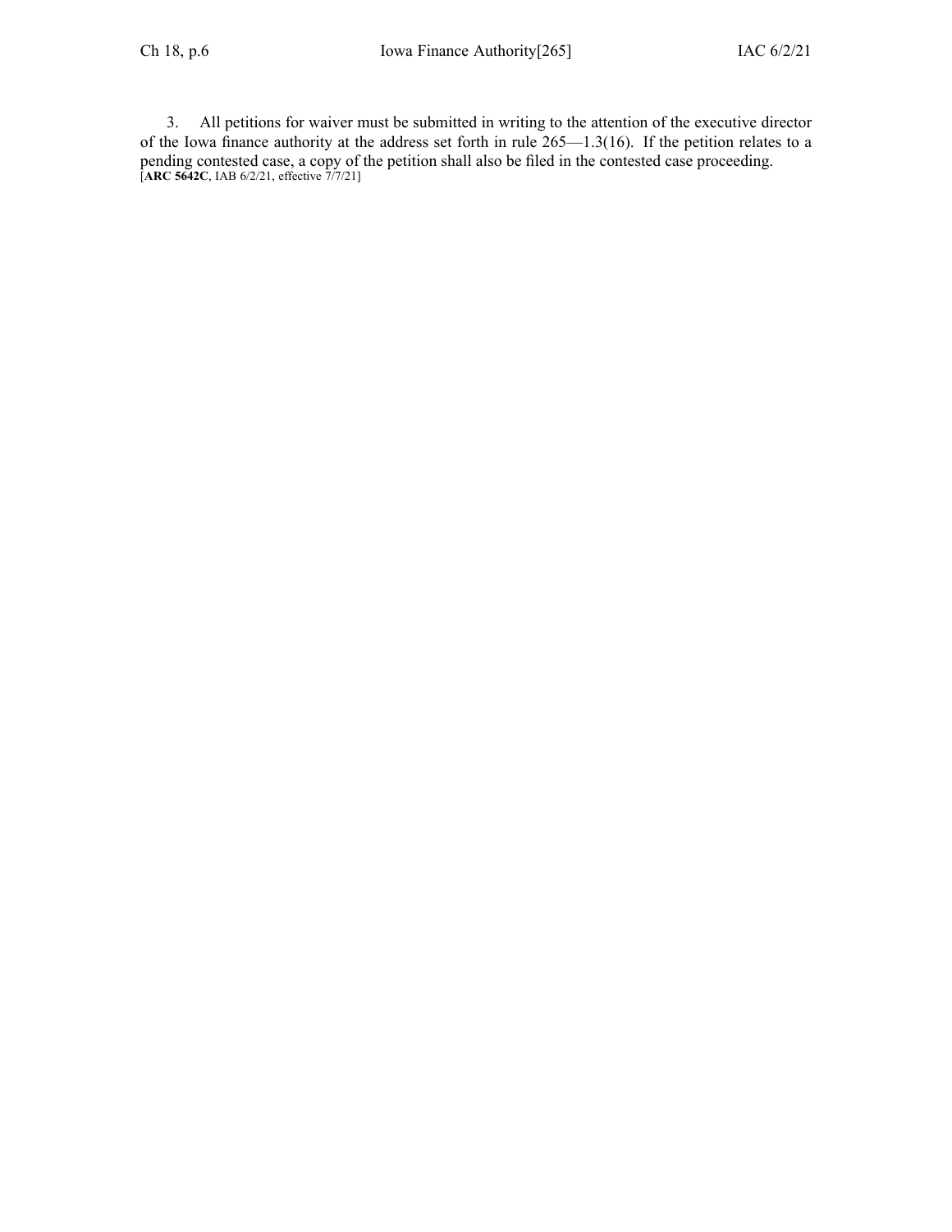3. All petitions for waiver must be submitted in writing to the attention of the executive director of the Iowa finance authority at the address set forth in rule 265—1.3(16). If the petition relates to a pending contested case, a copy of the petition shall also be filed in the contested case proceeding.

[**ARC 5642C**, IAB 6/2/21, effective 7/7/21]